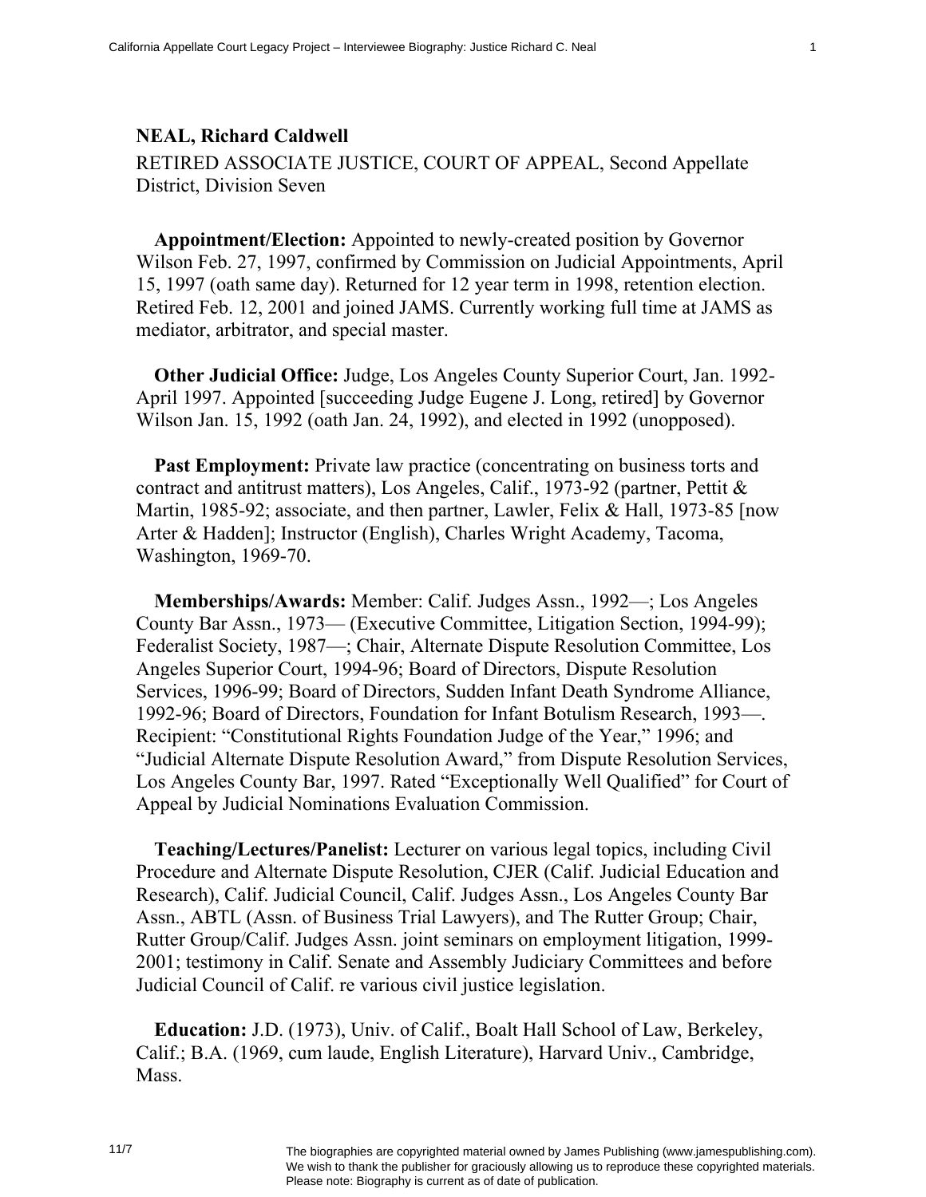**NEAL, Richard Caldwell**

RETIRED ASSOCIATE JUSTICE, COURT OF APPEAL, Second Appellate District, Division Seven

**Appointment/Election:** Appointed to newly-created position by Governor Wilson Feb. 27, 1997, confirmed by Commission on Judicial Appointments, April 15, 1997 (oath same day). Returned for 12 year term in 1998, retention election. Retired Feb. 12, 2001 and joined JAMS. Currently working full time at JAMS as mediator, arbitrator, and special master.

**Other Judicial Office:** Judge, Los Angeles County Superior Court, Jan. 1992-April 1997. Appointed [succeeding Judge Eugene J. Long, retired] by Governor Wilson Jan. 15, 1992 (oath Jan. 24, 1992), and elected in 1992 (unopposed).

**Past Employment:** Private law practice (concentrating on business torts and contract and antitrust matters), Los Angeles, Calif., 1973-92 (partner, Pettit & Martin, 1985-92; associate, and then partner, Lawler, Felix & Hall, 1973-85 [now Arter & Hadden]; Instructor (English), Charles Wright Academy, Tacoma, Washington, 1969-70.

**Memberships/Awards:** Member: Calif. Judges Assn., 1992—; Los Angeles County Bar Assn., 1973— (Executive Committee, Litigation Section, 1994-99); Federalist Society, 1987—; Chair, Alternate Dispute Resolution Committee, Los Angeles Superior Court, 1994-96; Board of Directors, Dispute Resolution Services, 1996-99; Board of Directors, Sudden Infant Death Syndrome Alliance, 1992-96; Board of Directors, Foundation for Infant Botulism Research, 1993—. Recipient: "Constitutional Rights Foundation Judge of the Year," 1996; and "Judicial Alternate Dispute Resolution Award," from Dispute Resolution Services, Los Angeles County Bar, 1997. Rated "Exceptionally Well Qualified" for Court of Appeal by Judicial Nominations Evaluation Commission.

**Teaching/Lectures/Panelist:** Lecturer on various legal topics, including Civil Procedure and Alternate Dispute Resolution, CJER (Calif. Judicial Education and Research), Calif. Judicial Council, Calif. Judges Assn., Los Angeles County Bar Assn., ABTL (Assn. of Business Trial Lawyers), and The Rutter Group; Chair, Rutter Group/Calif. Judges Assn. joint seminars on employment litigation, 1999-2001; testimony in Calif. Senate and Assembly Judiciary Committees and before Judicial Council of Calif. re various civil justice legislation.

**Education:** J.D. (1973), Univ. of Calif., Boalt Hall School of Law, Berkeley, Calif.; B.A. (1969, cum laude, English Literature), Harvard Univ., Cambridge, Mass.

The biographies are copyrighted material owned by James Publishing (www.jamespublishing.com). We wish to thank the publisher for graciously allowing us to reproduce these copyrighted materials. Please note: Biography is current as of date of publication.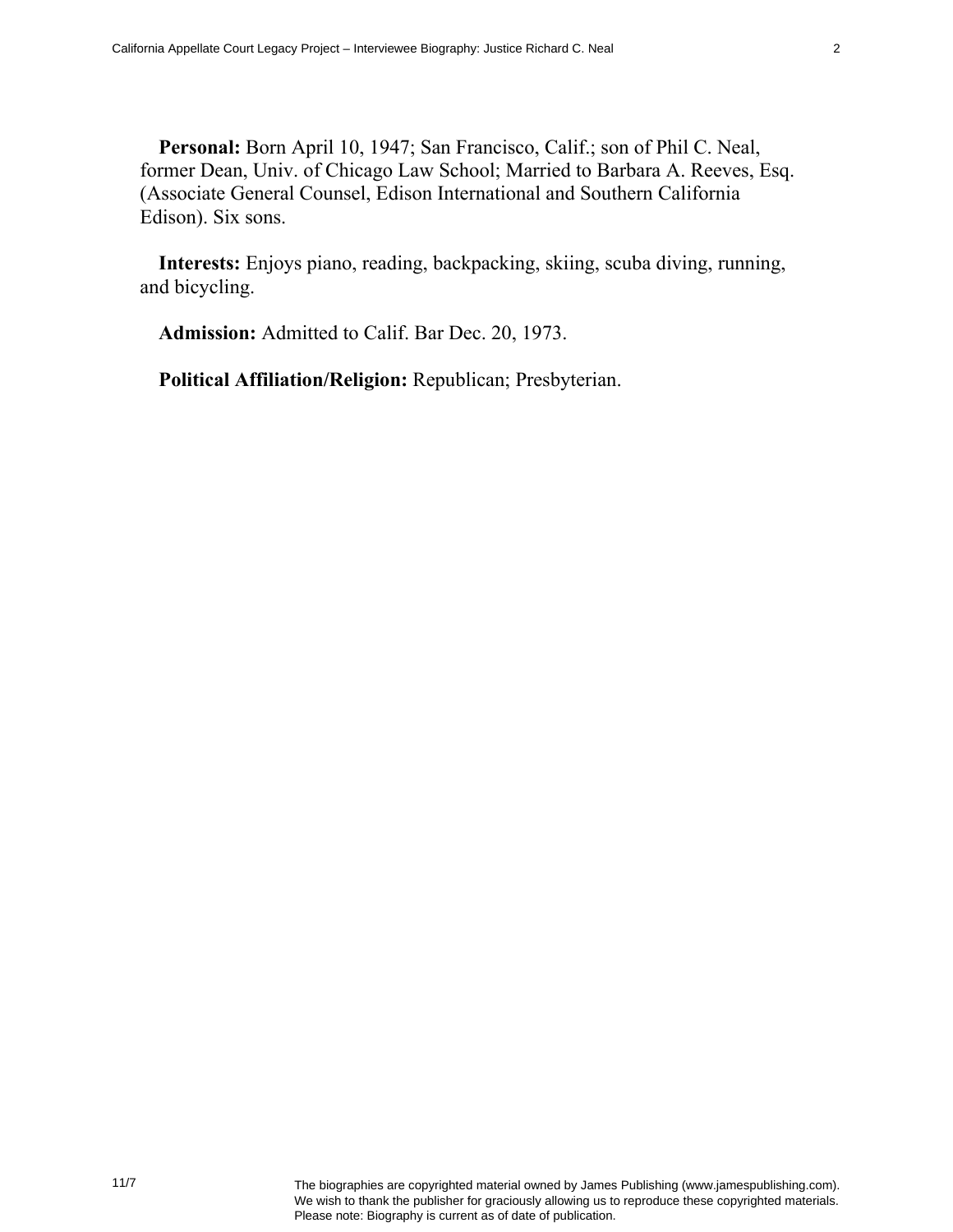**Personal:** Born April 10, 1947; San Francisco, Calif.; son of Phil C. Neal, former Dean, Univ. of Chicago Law School; Married to Barbara A. Reeves, Esq. (Associate General Counsel, Edison International and Southern California Edison). Six sons.

**Interests:** Enjoys piano, reading, backpacking, skiing, scuba diving, running, and bicycling.

**Admission:** Admitted to Calif. Bar Dec. 20, 1973.

**Political Affiliation/Religion:** Republican; Presbyterian.

The biographies are copyrighted material owned by James Publishing (www.jamespublishing.com). We wish to thank the publisher for graciously allowing us to reproduce these copyrighted materials. Please note: Biography is current as of date of publication.